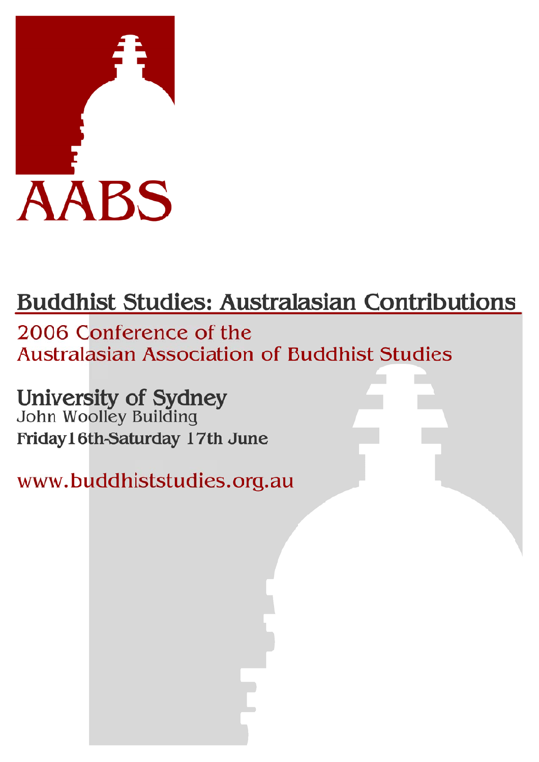AABS

# Buddhist Studies: Australasian Contributions

## 2006 Conference of the Australasian Association of Buddhist Studies

**University of Sydney**
John Woolley Building
**Friday 16th-Saturday 17th June**

www.buddhiststudies.org.au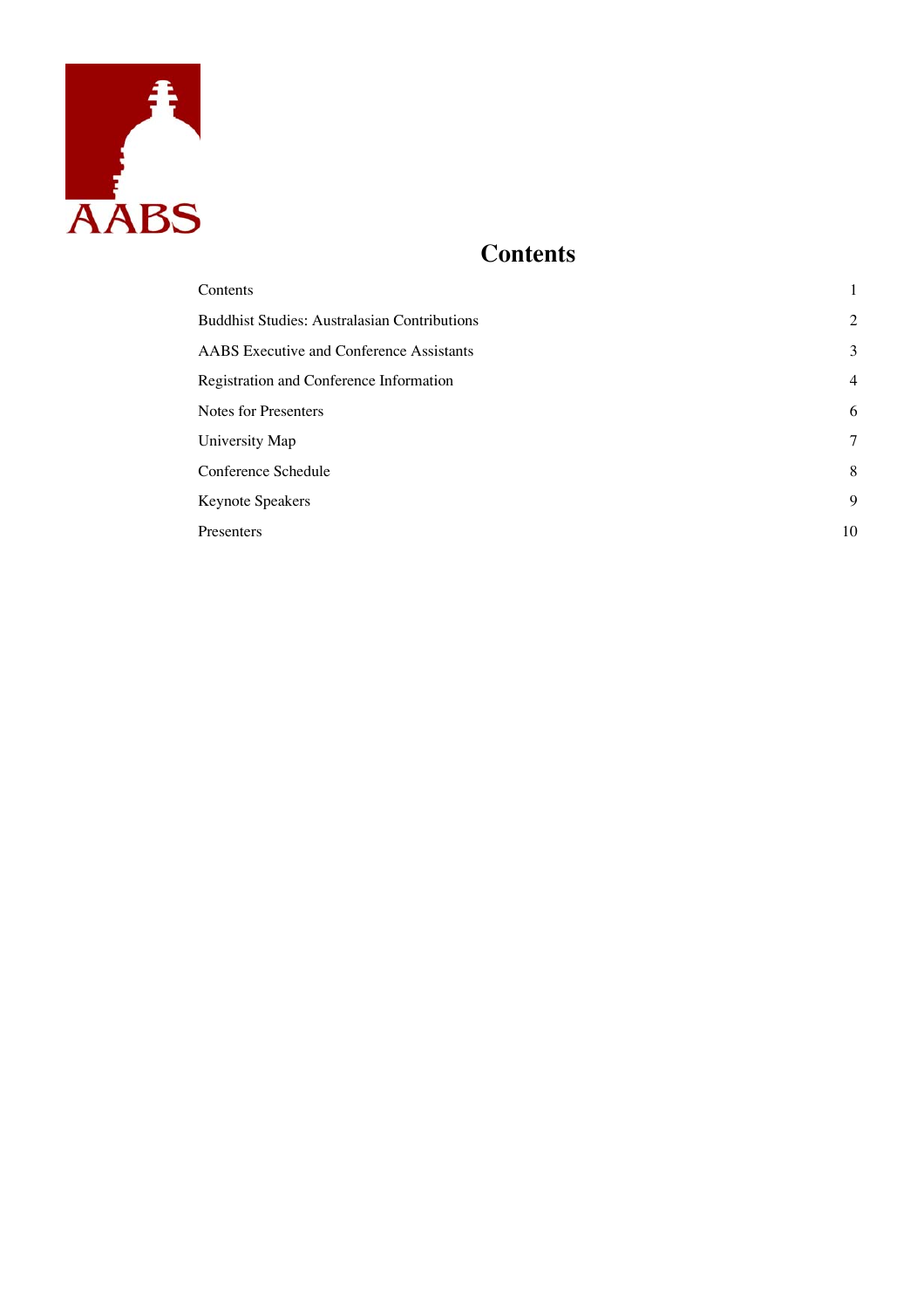AABS

# Contents

| | |
|---|---|
| Contents | 1 |
| Buddhist Studies: Australasian Contributions | 2 |
| AABS Executive and Conference Assistants | 3 |
| Registration and Conference Information | 4 |
| Notes for Presenters | 6 |
| University Map | 7 |
| Conference Schedule | 8 |
| Keynote Speakers | 9 |
| Presenters | 10 |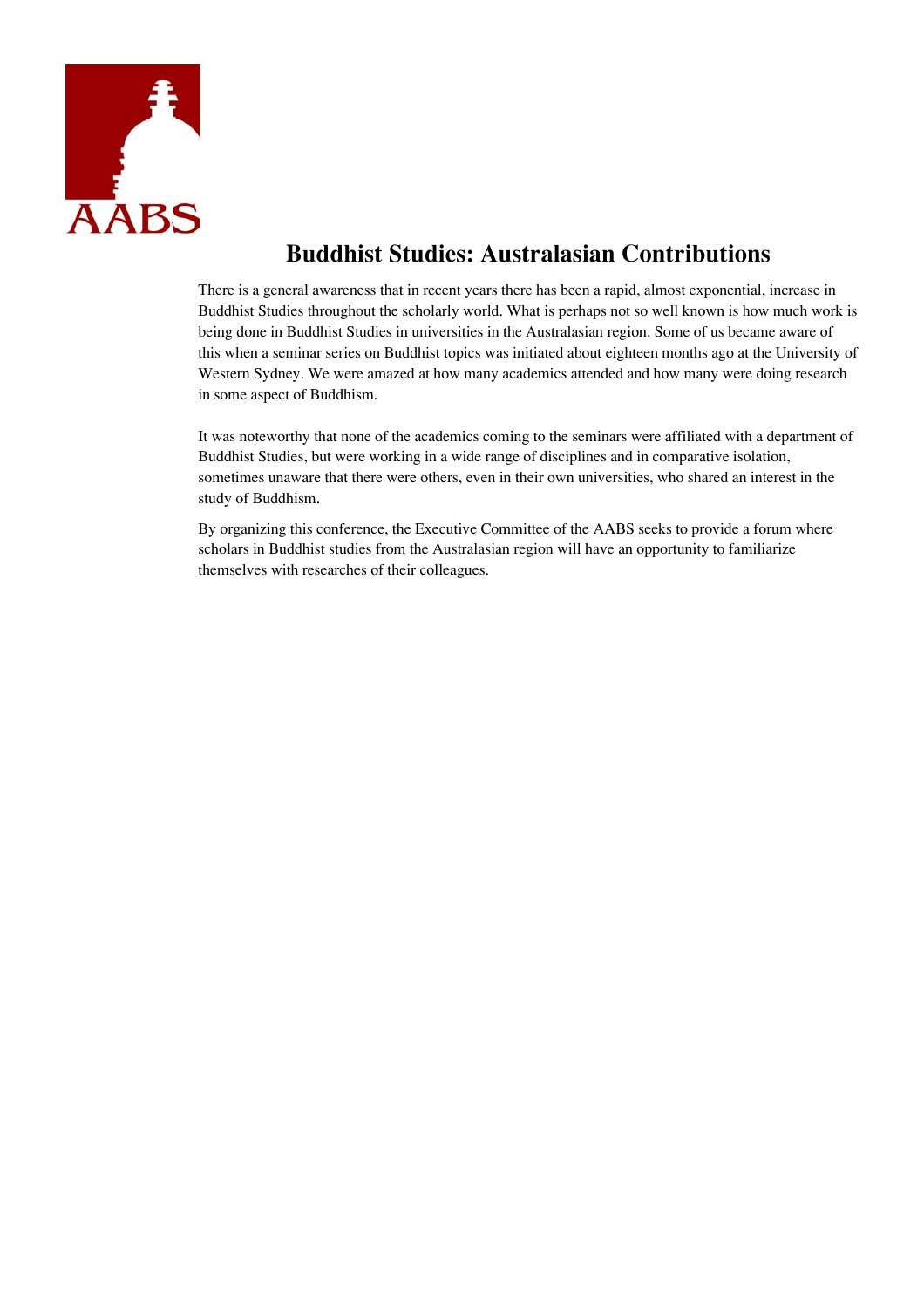# Buddhist Studies: Australasian Contributions

There is a general awareness that in recent years there has been a rapid, almost exponential, increase in Buddhist Studies throughout the scholarly world. What is perhaps not so well known is how much work is being done in Buddhist Studies in universities in the Australasian region. Some of us became aware of this when a seminar series on Buddhist topics was initiated about eighteen months ago at the University of Western Sydney. We were amazed at how many academics attended and how many were doing research in some aspect of Buddhism.

It was noteworthy that none of the academics coming to the seminars were affiliated with a department of Buddhist Studies, but were working in a wide range of disciplines and in comparative isolation, sometimes unaware that there were others, even in their own universities, who shared an interest in the study of Buddhism.

By organizing this conference, the Executive Committee of the AABS seeks to provide a forum where scholars in Buddhist studies from the Australasian region will have an opportunity to familiarize themselves with researches of their colleagues.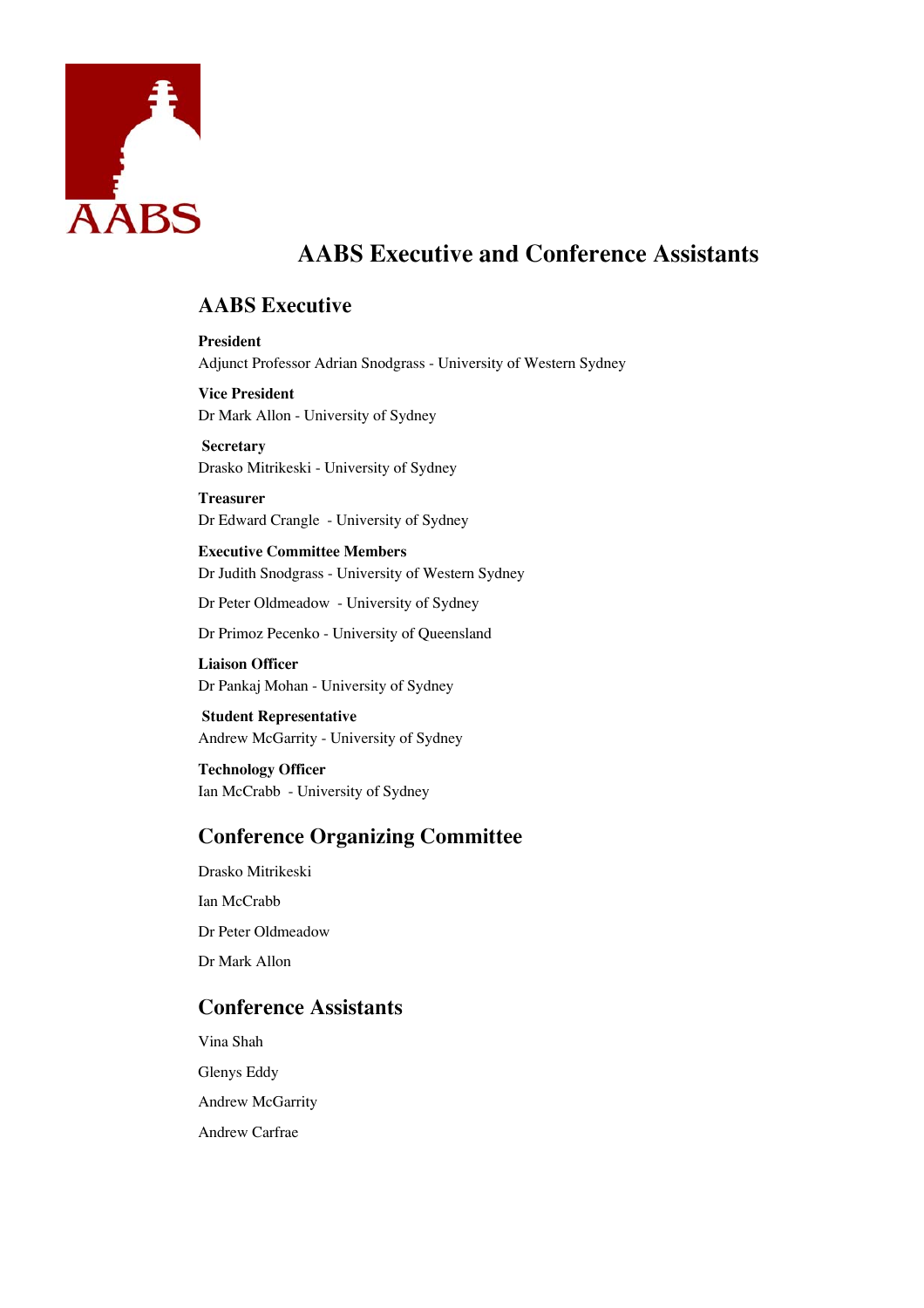# AABS Executive and Conference Assistants

## AABS Executive

**President**
Adjunct Professor Adrian Snodgrass - University of Western Sydney

**Vice President**
Dr Mark Allon - University of Sydney

**Secretary**
Drasko Mitrikeski - University of Sydney

**Treasurer**
Dr Edward Crangle - University of Sydney

**Executive Committee Members**
Dr Judith Snodgrass - University of Western Sydney

Dr Peter Oldmeadow - University of Sydney

Dr Primoz Pecenko - University of Queensland

**Liaison Officer**
Dr Pankaj Mohan - University of Sydney

**Student Representative**
Andrew McGarrity - University of Sydney

**Technology Officer**
Ian McCrabb - University of Sydney

## Conference Organizing Committee

Drasko Mitrikeski

Ian McCrabb

Dr Peter Oldmeadow

Dr Mark Allon

## Conference Assistants

Vina Shah

Glenys Eddy

Andrew McGarrity

Andrew Carfrae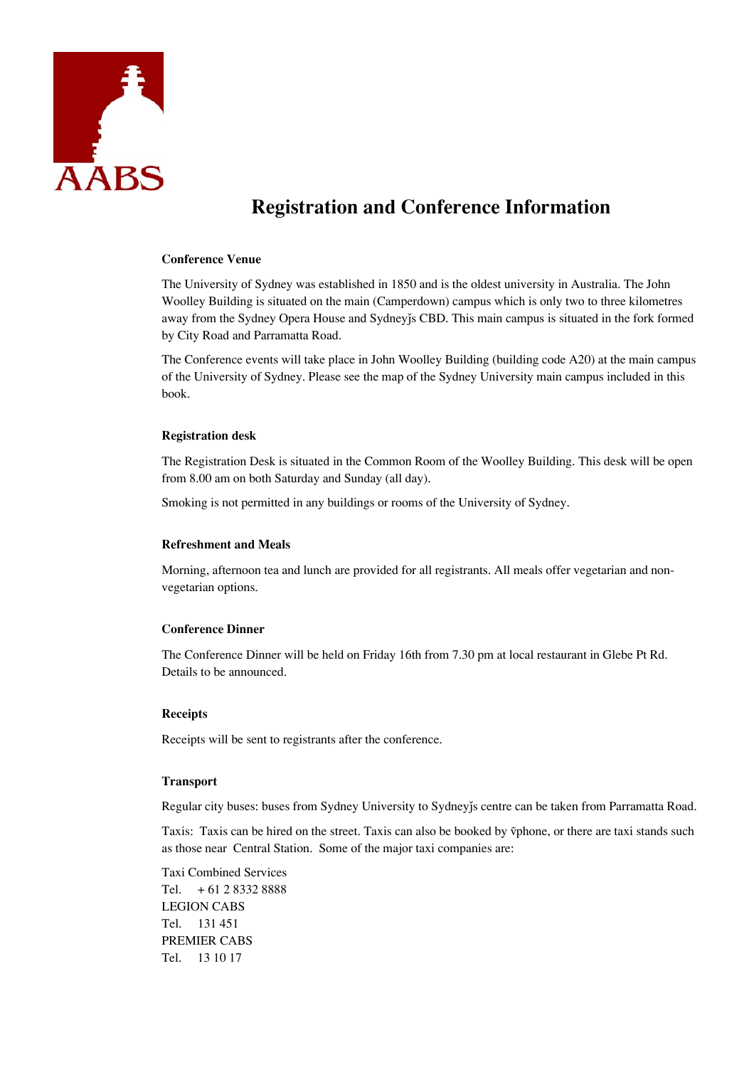AABS

# Registration and Conference Information

### Conference Venue

The University of Sydney was established in 1850 and is the oldest university in Australia. The John Woolley Building is situated on the main (Camperdown) campus which is only two to three kilometres away from the Sydney Opera House and Sydneyǰs CBD. This main campus is situated in the fork formed by City Road and Parramatta Road.

The Conference events will take place in John Woolley Building (building code A20) at the main campus of the University of Sydney. Please see the map of the Sydney University main campus included in this book.

### Registration desk

The Registration Desk is situated in the Common Room of the Woolley Building. This desk will be open from 8.00 am on both Saturday and Sunday (all day).

Smoking is not permitted in any buildings or rooms of the University of Sydney.

### Refreshment and Meals

Morning, afternoon tea and lunch are provided for all registrants. All meals offer vegetarian and non-vegetarian options.

### Conference Dinner

The Conference Dinner will be held on Friday 16th from 7.30 pm at local restaurant in Glebe Pt Rd. Details to be announced.

### Receipts

Receipts will be sent to registrants after the conference.

### Transport

Regular city buses: buses from Sydney University to Sydneyǰs centre can be taken from Parramatta Road.

Taxis: Taxis can be hired on the street. Taxis can also be booked by ṽphone, or there are taxi stands such as those near Central Station. Some of the major taxi companies are:

Taxi Combined Services
Tel. + 61 2 8332 8888
LEGION CABS
Tel. 131 451
PREMIER CABS
Tel. 13 10 17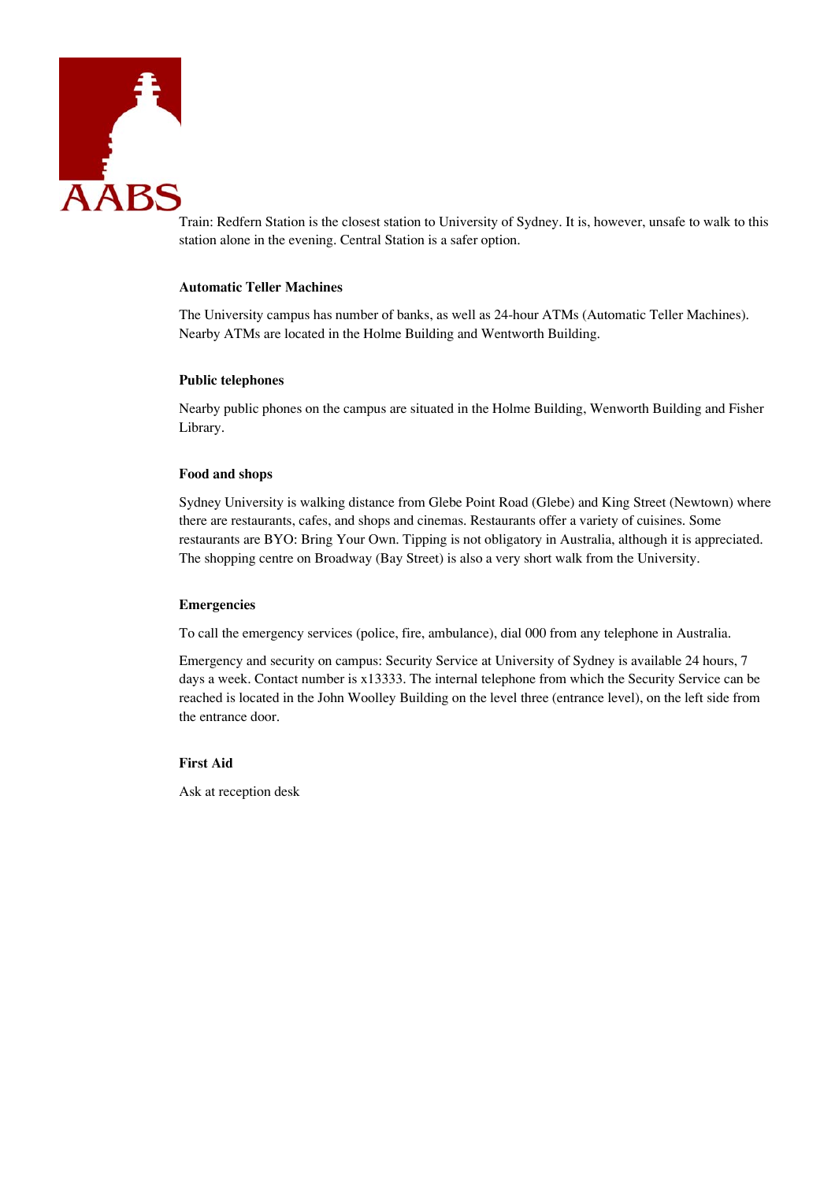Train: Redfern Station is the closest station to University of Sydney. It is, however, unsafe to walk to this station alone in the evening. Central Station is a safer option.

**Automatic Teller Machines**

The University campus has number of banks, as well as 24-hour ATMs (Automatic Teller Machines). Nearby ATMs are located in the Holme Building and Wentworth Building.

**Public telephones**

Nearby public phones on the campus are situated in the Holme Building, Wenworth Building and Fisher Library.

**Food and shops**

Sydney University is walking distance from Glebe Point Road (Glebe) and King Street (Newtown) where there are restaurants, cafes, and shops and cinemas. Restaurants offer a variety of cuisines. Some restaurants are BYO: Bring Your Own. Tipping is not obligatory in Australia, although it is appreciated. The shopping centre on Broadway (Bay Street) is also a very short walk from the University.

**Emergencies**

To call the emergency services (police, fire, ambulance), dial 000 from any telephone in Australia.

Emergency and security on campus: Security Service at University of Sydney is available 24 hours, 7 days a week. Contact number is x13333. The internal telephone from which the Security Service can be reached is located in the John Woolley Building on the level three (entrance level), on the left side from the entrance door.

**First Aid**

Ask at reception desk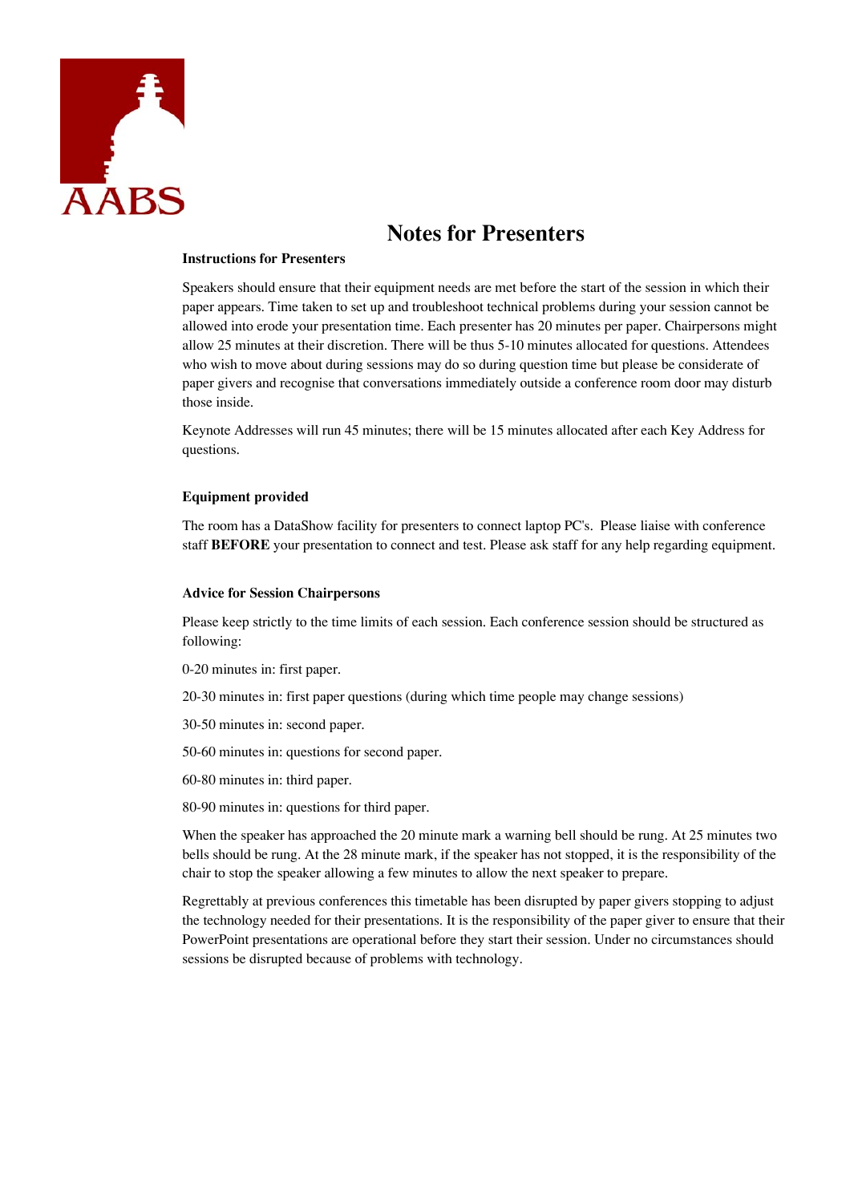AABS

# Notes for Presenters

**Instructions for Presenters**

Speakers should ensure that their equipment needs are met before the start of the session in which their paper appears. Time taken to set up and troubleshoot technical problems during your session cannot be allowed into erode your presentation time. Each presenter has 20 minutes per paper. Chairpersons might allow 25 minutes at their discretion. There will be thus 5-10 minutes allocated for questions. Attendees who wish to move about during sessions may do so during question time but please be considerate of paper givers and recognise that conversations immediately outside a conference room door may disturb those inside.

Keynote Addresses will run 45 minutes; there will be 15 minutes allocated after each Key Address for questions.

**Equipment provided**

The room has a DataShow facility for presenters to connect laptop PC's. Please liaise with conference staff **BEFORE** your presentation to connect and test. Please ask staff for any help regarding equipment.

**Advice for Session Chairpersons**

Please keep strictly to the time limits of each session. Each conference session should be structured as following:

0-20 minutes in: first paper.

20-30 minutes in: first paper questions (during which time people may change sessions)

30-50 minutes in: second paper.

50-60 minutes in: questions for second paper.

60-80 minutes in: third paper.

80-90 minutes in: questions for third paper.

When the speaker has approached the 20 minute mark a warning bell should be rung. At 25 minutes two bells should be rung. At the 28 minute mark, if the speaker has not stopped, it is the responsibility of the chair to stop the speaker allowing a few minutes to allow the next speaker to prepare.

Regrettably at previous conferences this timetable has been disrupted by paper givers stopping to adjust the technology needed for their presentations. It is the responsibility of the paper giver to ensure that their PowerPoint presentations are operational before they start their session. Under no circumstances should sessions be disrupted because of problems with technology.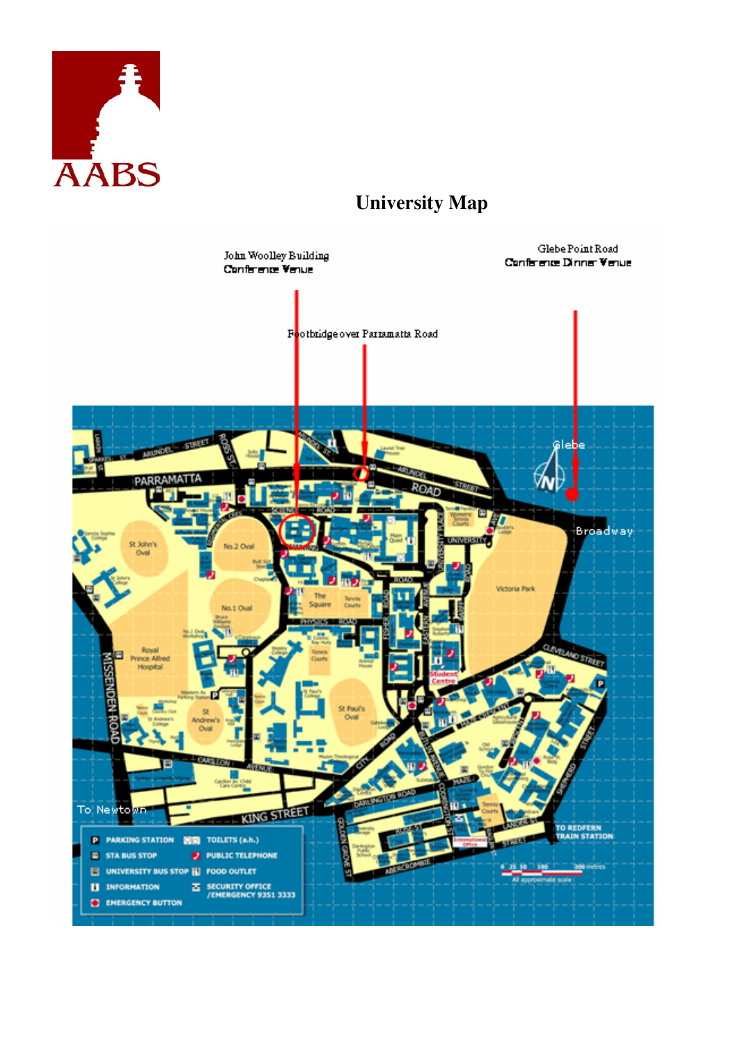AABS

# University Map

John Woolley Building
Conference Venue

Glebe Point Road
Conference Dinner Venue

Footbridge over Parramatta Road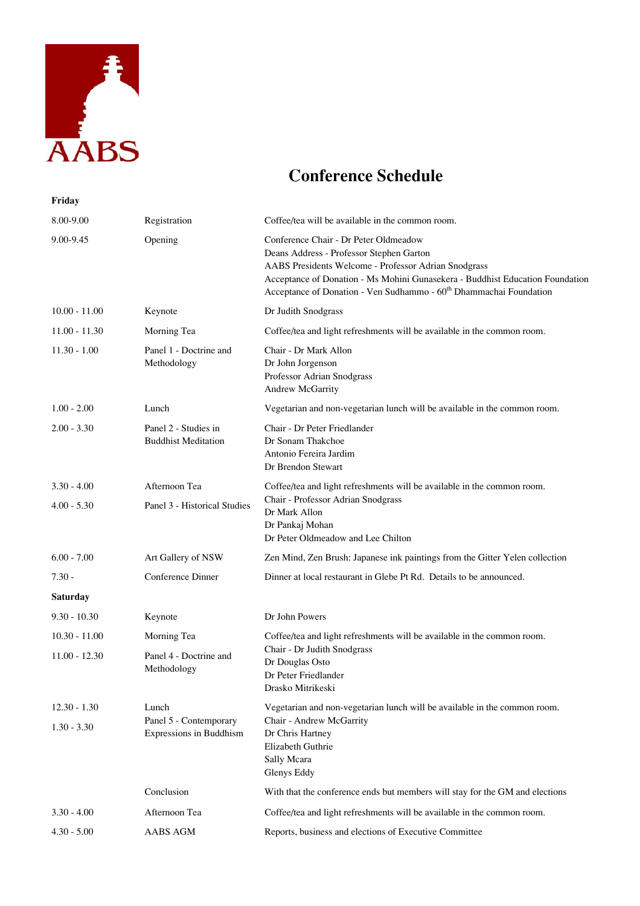AABS

# Conference Schedule

**Friday**

| | | |
|---|---|---|
| 8.00-9.00 | Registration | Coffee/tea will be available in the common room. |
| 9.00-9.45 | Opening | Conference Chair - Dr Peter Oldmeadow<br>Deans Address - Professor Stephen Garton<br>AABS Presidents Welcome - Professor Adrian Snodgrass<br>Acceptance of Donation - Ms Mohini Gunasekera - Buddhist Education Foundation<br>Acceptance of Donation - Ven Sudhammo - 60th Dhammachai Foundation |
| 10.00 - 11.00 | Keynote | Dr Judith Snodgrass |
| 11.00 - 11.30 | Morning Tea | Coffee/tea and light refreshments will be available in the common room. |
| 11.30 - 1.00 | Panel 1 - Doctrine and Methodology | Chair - Dr Mark Allon<br>Dr John Jorgenson<br>Professor Adrian Snodgrass<br>Andrew McGarrity |
| 1.00 - 2.00 | Lunch | Vegetarian and non-vegetarian lunch will be available in the common room. |
| 2.00 - 3.30 | Panel 2 - Studies in Buddhist Meditation | Chair - Dr Peter Friedlander<br>Dr Sonam Thakchoe<br>Antonio Fereira Jardim<br>Dr Brendon Stewart |
| 3.30 - 4.00 | Afternoon Tea | Coffee/tea and light refreshments will be available in the common room. |
| 4.00 - 5.30 | Panel 3 - Historical Studies | Chair - Professor Adrian Snodgrass<br>Dr Mark Allon<br>Dr Pankaj Mohan<br>Dr Peter Oldmeadow and Lee Chilton |
| 6.00 - 7.00 | Art Gallery of NSW | Zen Mind, Zen Brush: Japanese ink paintings from the Gitter Yelen collection |
| 7.30 - | Conference Dinner | Dinner at local restaurant in Glebe Pt Rd. Details to be announced. |

**Saturday**

| | | |
|---|---|---|
| 9.30 - 10.30 | Keynote | Dr John Powers |
| 10.30 - 11.00 | Morning Tea | Coffee/tea and light refreshments will be available in the common room. |
| 11.00 - 12.30 | Panel 4 - Doctrine and Methodology | Chair - Dr Judith Snodgrass<br>Dr Douglas Osto<br>Dr Peter Friedlander<br>Drasko Mitrikeski |
| 12.30 - 1.30 | Lunch | Vegetarian and non-vegetarian lunch will be available in the common room. |
| 1.30 - 3.30 | Panel 5 - Contemporary Expressions in Buddhism | Chair - Andrew McGarrity<br>Dr Chris Hartney<br>Elizabeth Guthrie<br>Sally Mcara<br>Glenys Eddy |
| | Conclusion | With that the conference ends but members will stay for the GM and elections |
| 3.30 - 4.00 | Afternoon Tea | Coffee/tea and light refreshments will be available in the common room. |
| 4.30 - 5.00 | AABS AGM | Reports, business and elections of Executive Committee |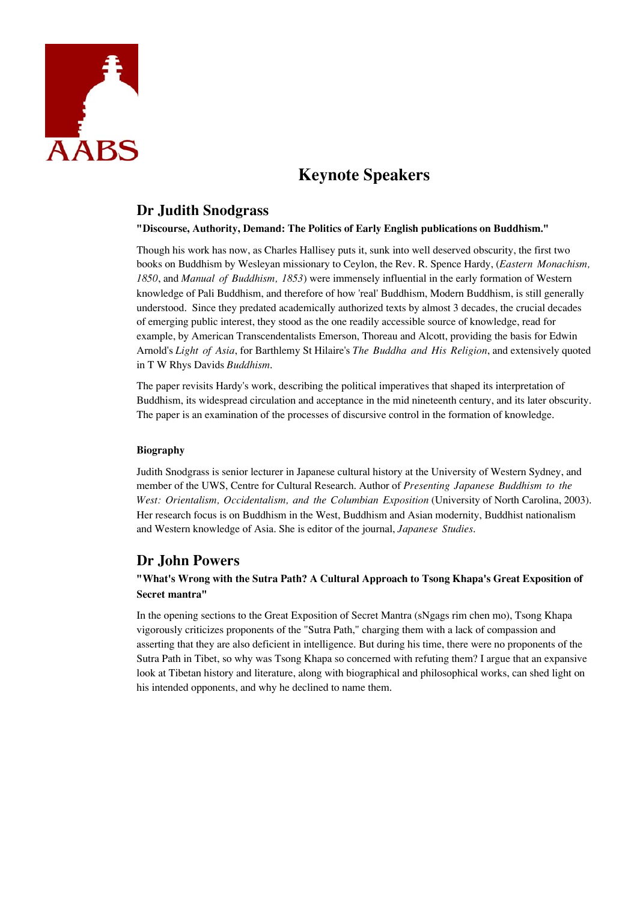# Keynote Speakers

## Dr Judith Snodgrass

**"Discourse, Authority, Demand: The Politics of Early English publications on Buddhism."**

Though his work has now, as Charles Hallisey puts it, sunk into well deserved obscurity, the first two books on Buddhism by Wesleyan missionary to Ceylon, the Rev. R. Spence Hardy, (*Eastern Monachism, 1850*, and *Manual of Buddhism, 1853*) were immensely influential in the early formation of Western knowledge of Pali Buddhism, and therefore of how 'real' Buddhism, Modern Buddhism, is still generally understood. Since they predated academically authorized texts by almost 3 decades, the crucial decades of emerging public interest, they stood as the one readily accessible source of knowledge, read for example, by American Transcendentalists Emerson, Thoreau and Alcott, providing the basis for Edwin Arnold's *Light of Asia*, for Barthlemy St Hilaire's *The Buddha and His Religion*, and extensively quoted in T W Rhys Davids *Buddhism*.

The paper revisits Hardy's work, describing the political imperatives that shaped its interpretation of Buddhism, its widespread circulation and acceptance in the mid nineteenth century, and its later obscurity. The paper is an examination of the processes of discursive control in the formation of knowledge.

### Biography

Judith Snodgrass is senior lecturer in Japanese cultural history at the University of Western Sydney, and member of the UWS, Centre for Cultural Research. Author of *Presenting Japanese Buddhism to the West: Orientalism, Occidentalism, and the Columbian Exposition* (University of North Carolina, 2003). Her research focus is on Buddhism in the West, Buddhism and Asian modernity, Buddhist nationalism and Western knowledge of Asia. She is editor of the journal, *Japanese Studies.*

## Dr John Powers

**"What's Wrong with the Sutra Path? A Cultural Approach to Tsong Khapa's Great Exposition of Secret mantra"**

In the opening sections to the Great Exposition of Secret Mantra (sNgags rim chen mo), Tsong Khapa vigorously criticizes proponents of the "Sutra Path," charging them with a lack of compassion and asserting that they are also deficient in intelligence. But during his time, there were no proponents of the Sutra Path in Tibet, so why was Tsong Khapa so concerned with refuting them? I argue that an expansive look at Tibetan history and literature, along with biographical and philosophical works, can shed light on his intended opponents, and why he declined to name them.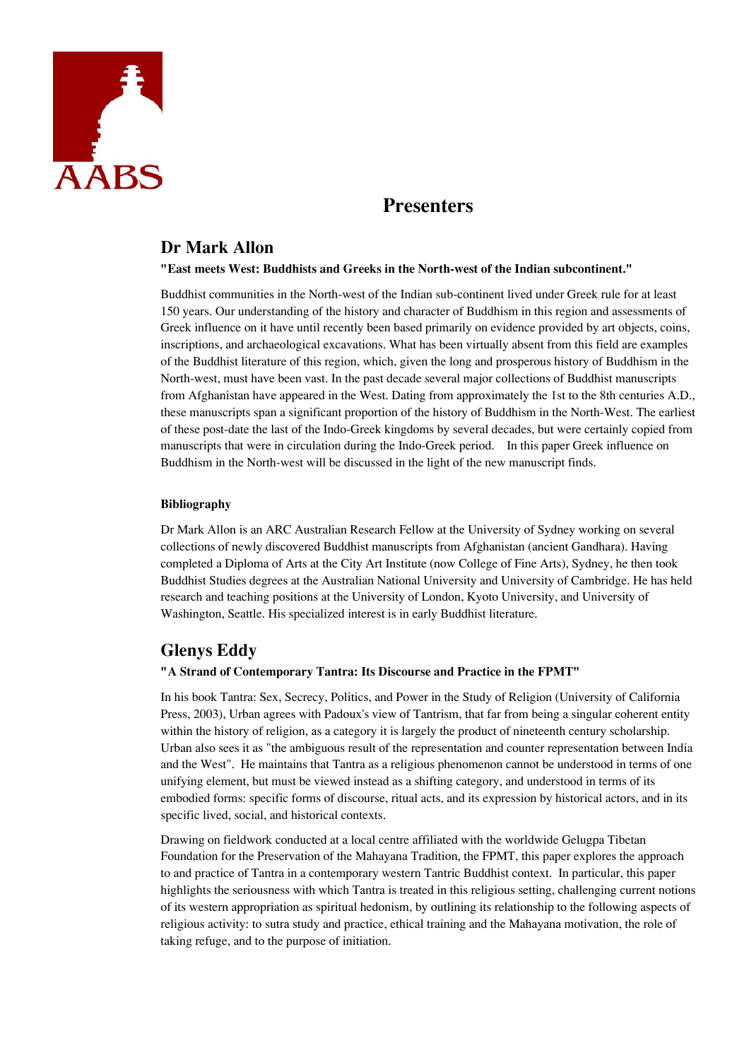# Presenters

## Dr Mark Allon

**"East meets West: Buddhists and Greeks in the North-west of the Indian subcontinent."**

Buddhist communities in the North-west of the Indian sub-continent lived under Greek rule for at least 150 years. Our understanding of the history and character of Buddhism in this region and assessments of Greek influence on it have until recently been based primarily on evidence provided by art objects, coins, inscriptions, and archaeological excavations. What has been virtually absent from this field are examples of the Buddhist literature of this region, which, given the long and prosperous history of Buddhism in the North-west, must have been vast. In the past decade several major collections of Buddhist manuscripts from Afghanistan have appeared in the West. Dating from approximately the 1st to the 8th centuries A.D., these manuscripts span a significant proportion of the history of Buddhism in the North-West. The earliest of these post-date the last of the Indo-Greek kingdoms by several decades, but were certainly copied from manuscripts that were in circulation during the Indo-Greek period. In this paper Greek influence on Buddhism in the North-west will be discussed in the light of the new manuscript finds.

**Bibliography**

Dr Mark Allon is an ARC Australian Research Fellow at the University of Sydney working on several collections of newly discovered Buddhist manuscripts from Afghanistan (ancient Gandhara). Having completed a Diploma of Arts at the City Art Institute (now College of Fine Arts), Sydney, he then took Buddhist Studies degrees at the Australian National University and University of Cambridge. He has held research and teaching positions at the University of London, Kyoto University, and University of Washington, Seattle. His specialized interest is in early Buddhist literature.

## Glenys Eddy

**"A Strand of Contemporary Tantra: Its Discourse and Practice in the FPMT"**

In his book Tantra: Sex, Secrecy, Politics, and Power in the Study of Religion (University of California Press, 2003), Urban agrees with Padoux's view of Tantrism, that far from being a singular coherent entity within the history of religion, as a category it is largely the product of nineteenth century scholarship. Urban also sees it as "the ambiguous result of the representation and counter representation between India and the West". He maintains that Tantra as a religious phenomenon cannot be understood in terms of one unifying element, but must be viewed instead as a shifting category, and understood in terms of its embodied forms: specific forms of discourse, ritual acts, and its expression by historical actors, and in its specific lived, social, and historical contexts.

Drawing on fieldwork conducted at a local centre affiliated with the worldwide Gelugpa Tibetan Foundation for the Preservation of the Mahayana Tradition, the FPMT, this paper explores the approach to and practice of Tantra in a contemporary western Tantric Buddhist context. In particular, this paper highlights the seriousness with which Tantra is treated in this religious setting, challenging current notions of its western appropriation as spiritual hedonism, by outlining its relationship to the following aspects of religious activity: to sutra study and practice, ethical training and the Mahayana motivation, the role of taking refuge, and to the purpose of initiation.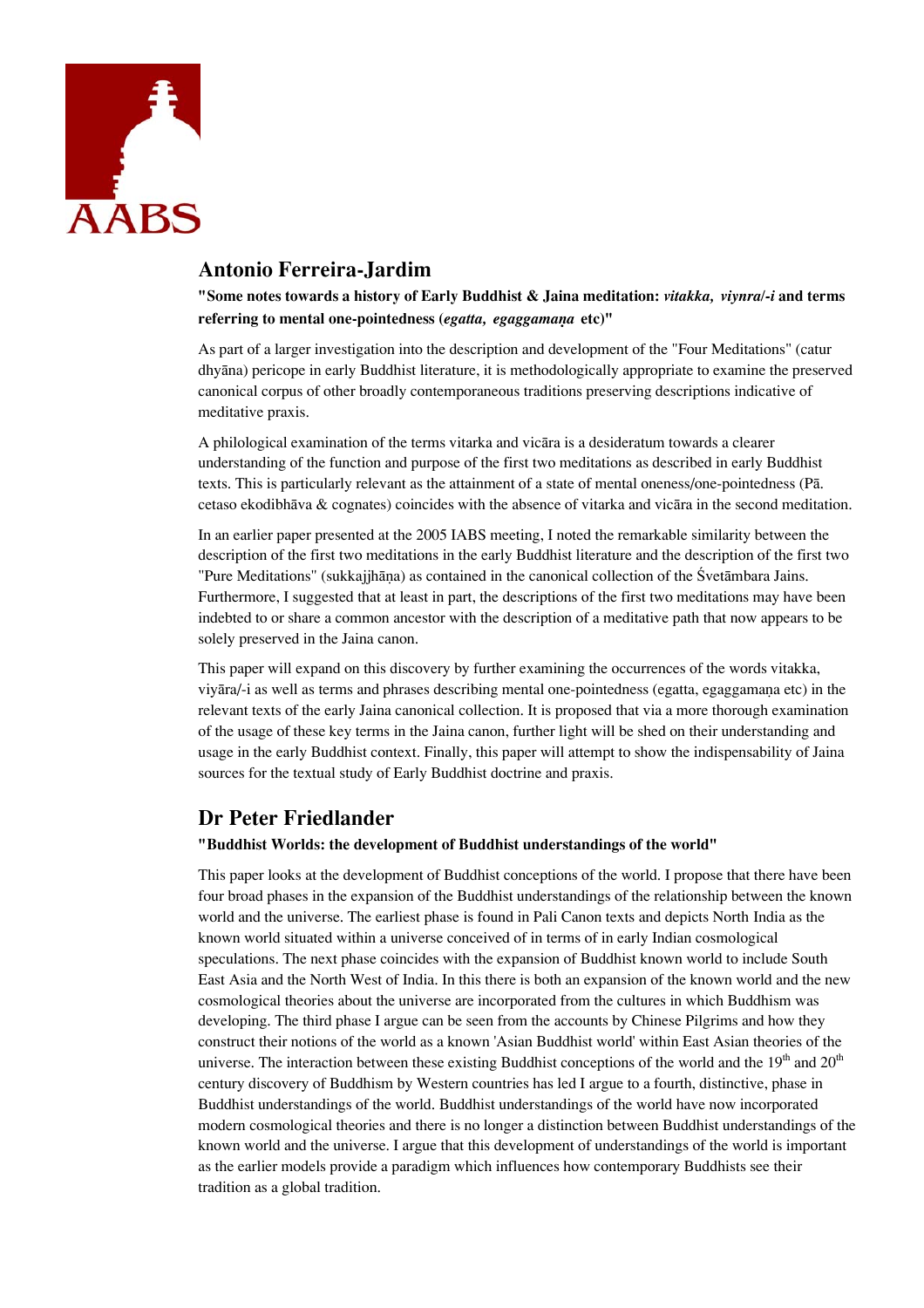## Antonio Ferreira-Jardim

**"Some notes towards a history of Early Buddhist & Jaina meditation: *vitakka, viynra/-i* and terms referring to mental one-pointedness (*egatta, egaggamaṇa* etc)"**

As part of a larger investigation into the description and development of the "Four Meditations" (catur dhyāna) pericope in early Buddhist literature, it is methodologically appropriate to examine the preserved canonical corpus of other broadly contemporaneous traditions preserving descriptions indicative of meditative praxis.

A philological examination of the terms vitarka and vicāra is a desideratum towards a clearer understanding of the function and purpose of the first two meditations as described in early Buddhist texts. This is particularly relevant as the attainment of a state of mental oneness/one-pointedness (Pā. cetaso ekodibhāva & cognates) coincides with the absence of vitarka and vicāra in the second meditation.

In an earlier paper presented at the 2005 IABS meeting, I noted the remarkable similarity between the description of the first two meditations in the early Buddhist literature and the description of the first two "Pure Meditations" (sukkajjhāṇa) as contained in the canonical collection of the Śvetāmbara Jains. Furthermore, I suggested that at least in part, the descriptions of the first two meditations may have been indebted to or share a common ancestor with the description of a meditative path that now appears to be solely preserved in the Jaina canon.

This paper will expand on this discovery by further examining the occurrences of the words vitakka, viyāra/-i as well as terms and phrases describing mental one-pointedness (egatta, egaggamaṇa etc) in the relevant texts of the early Jaina canonical collection. It is proposed that via a more thorough examination of the usage of these key terms in the Jaina canon, further light will be shed on their understanding and usage in the early Buddhist context. Finally, this paper will attempt to show the indispensability of Jaina sources for the textual study of Early Buddhist doctrine and praxis.

## Dr Peter Friedlander

**"Buddhist Worlds: the development of Buddhist understandings of the world"**

This paper looks at the development of Buddhist conceptions of the world. I propose that there have been four broad phases in the expansion of the Buddhist understandings of the relationship between the known world and the universe. The earliest phase is found in Pali Canon texts and depicts North India as the known world situated within a universe conceived of in terms of in early Indian cosmological speculations. The next phase coincides with the expansion of Buddhist known world to include South East Asia and the North West of India. In this there is both an expansion of the known world and the new cosmological theories about the universe are incorporated from the cultures in which Buddhism was developing. The third phase I argue can be seen from the accounts by Chinese Pilgrims and how they construct their notions of the world as a known 'Asian Buddhist world' within East Asian theories of the universe. The interaction between these existing Buddhist conceptions of the world and the 19th and 20th century discovery of Buddhism by Western countries has led I argue to a fourth, distinctive, phase in Buddhist understandings of the world. Buddhist understandings of the world have now incorporated modern cosmological theories and there is no longer a distinction between Buddhist understandings of the known world and the universe. I argue that this development of understandings of the world is important as the earlier models provide a paradigm which influences how contemporary Buddhists see their tradition as a global tradition.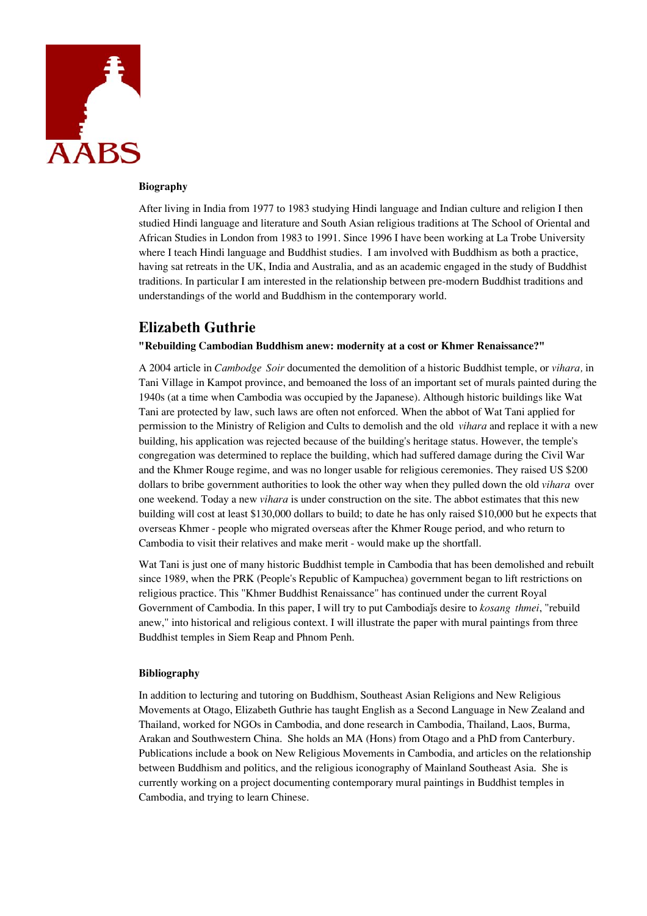**Biography**

After living in India from 1977 to 1983 studying Hindi language and Indian culture and religion I then studied Hindi language and literature and South Asian religious traditions at The School of Oriental and African Studies in London from 1983 to 1991. Since 1996 I have been working at La Trobe University where I teach Hindi language and Buddhist studies. I am involved with Buddhism as both a practice, having sat retreats in the UK, India and Australia, and as an academic engaged in the study of Buddhist traditions. In particular I am interested in the relationship between pre-modern Buddhist traditions and understandings of the world and Buddhism in the contemporary world.

## Elizabeth Guthrie

**"Rebuilding Cambodian Buddhism anew: modernity at a cost or Khmer Renaissance?"**

A 2004 article in *Cambodge Soir* documented the demolition of a historic Buddhist temple, or *vihara,* in Tani Village in Kampot province, and bemoaned the loss of an important set of murals painted during the 1940s (at a time when Cambodia was occupied by the Japanese). Although historic buildings like Wat Tani are protected by law, such laws are often not enforced. When the abbot of Wat Tani applied for permission to the Ministry of Religion and Cults to demolish and the old *vihara* and replace it with a new building, his application was rejected because of the building's heritage status. However, the temple's congregation was determined to replace the building, which had suffered damage during the Civil War and the Khmer Rouge regime, and was no longer usable for religious ceremonies. They raised US $200 dollars to bribe government authorities to look the other way when they pulled down the old *vihara* over one weekend. Today a new *vihara* is under construction on the site. The abbot estimates that this new building will cost at least $130,000 dollars to build; to date he has only raised $10,000 but he expects that overseas Khmer - people who migrated overseas after the Khmer Rouge period, and who return to Cambodia to visit their relatives and make merit - would make up the shortfall.

Wat Tani is just one of many historic Buddhist temple in Cambodia that has been demolished and rebuilt since 1989, when the PRK (People's Republic of Kampuchea) government began to lift restrictions on religious practice. This "Khmer Buddhist Renaissance" has continued under the current Royal Government of Cambodia. In this paper, I will try to put Cambodiaǰs desire to *kosang thmei*, "rebuild anew," into historical and religious context. I will illustrate the paper with mural paintings from three Buddhist temples in Siem Reap and Phnom Penh.

**Bibliography**

In addition to lecturing and tutoring on Buddhism, Southeast Asian Religions and New Religious Movements at Otago, Elizabeth Guthrie has taught English as a Second Language in New Zealand and Thailand, worked for NGOs in Cambodia, and done research in Cambodia, Thailand, Laos, Burma, Arakan and Southwestern China. She holds an MA (Hons) from Otago and a PhD from Canterbury. Publications include a book on New Religious Movements in Cambodia, and articles on the relationship between Buddhism and politics, and the religious iconography of Mainland Southeast Asia. She is currently working on a project documenting contemporary mural paintings in Buddhist temples in Cambodia, and trying to learn Chinese.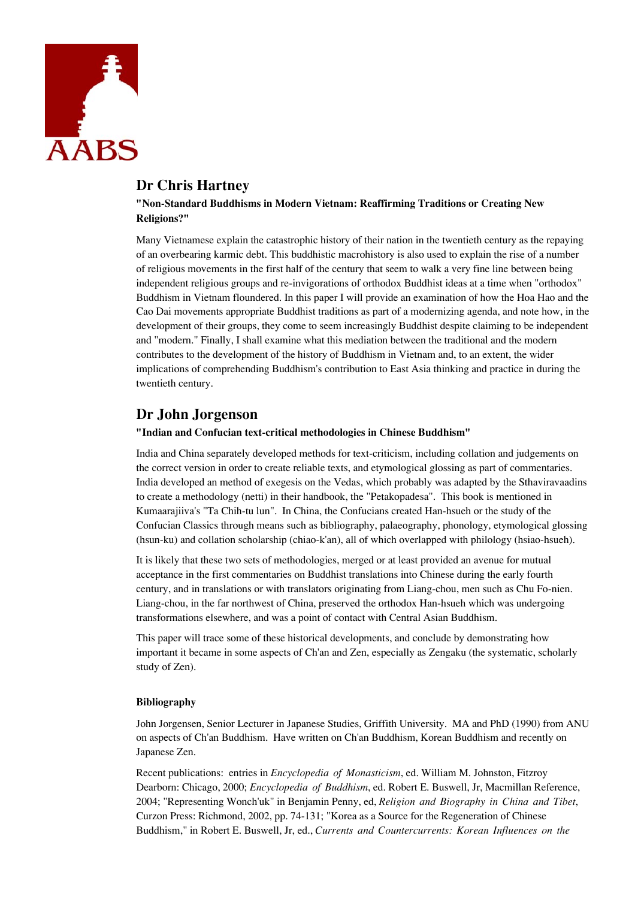## Dr Chris Hartney

**"Non-Standard Buddhisms in Modern Vietnam: Reaffirming Traditions or Creating New Religions?"**

Many Vietnamese explain the catastrophic history of their nation in the twentieth century as the repaying of an overbearing karmic debt. This buddhistic macrohistory is also used to explain the rise of a number of religious movements in the first half of the century that seem to walk a very fine line between being independent religious groups and re-invigorations of orthodox Buddhist ideas at a time when "orthodox" Buddhism in Vietnam floundered. In this paper I will provide an examination of how the Hoa Hao and the Cao Dai movements appropriate Buddhist traditions as part of a modernizing agenda, and note how, in the development of their groups, they come to seem increasingly Buddhist despite claiming to be independent and "modern." Finally, I shall examine what this mediation between the traditional and the modern contributes to the development of the history of Buddhism in Vietnam and, to an extent, the wider implications of comprehending Buddhism's contribution to East Asia thinking and practice in during the twentieth century.

## Dr John Jorgenson

**"Indian and Confucian text-critical methodologies in Chinese Buddhism"**

India and China separately developed methods for text-criticism, including collation and judgements on the correct version in order to create reliable texts, and etymological glossing as part of commentaries. India developed an method of exegesis on the Vedas, which probably was adapted by the Sthaviravaadins to create a methodology (netti) in their handbook, the "Petakopadesa". This book is mentioned in Kumaarajiiva's "Ta Chih-tu lun". In China, the Confucians created Han-hsueh or the study of the Confucian Classics through means such as bibliography, palaeography, phonology, etymological glossing (hsun-ku) and collation scholarship (chiao-k'an), all of which overlapped with philology (hsiao-hsueh).

It is likely that these two sets of methodologies, merged or at least provided an avenue for mutual acceptance in the first commentaries on Buddhist translations into Chinese during the early fourth century, and in translations or with translators originating from Liang-chou, men such as Chu Fo-nien. Liang-chou, in the far northwest of China, preserved the orthodox Han-hsueh which was undergoing transformations elsewhere, and was a point of contact with Central Asian Buddhism.

This paper will trace some of these historical developments, and conclude by demonstrating how important it became in some aspects of Ch'an and Zen, especially as Zengaku (the systematic, scholarly study of Zen).

**Bibliography**

John Jorgensen, Senior Lecturer in Japanese Studies, Griffith University. MA and PhD (1990) from ANU on aspects of Ch'an Buddhism. Have written on Ch'an Buddhism, Korean Buddhism and recently on Japanese Zen.

Recent publications: entries in *Encyclopedia of Monasticism*, ed. William M. Johnston, Fitzroy Dearborn: Chicago, 2000; *Encyclopedia of Buddhism*, ed. Robert E. Buswell, Jr, Macmillan Reference, 2004; "Representing Wonch'uk" in Benjamin Penny, ed, *Religion and Biography in China and Tibet*, Curzon Press: Richmond, 2002, pp. 74-131; "Korea as a Source for the Regeneration of Chinese Buddhism," in Robert E. Buswell, Jr, ed., *Currents and Countercurrents: Korean Influences on the*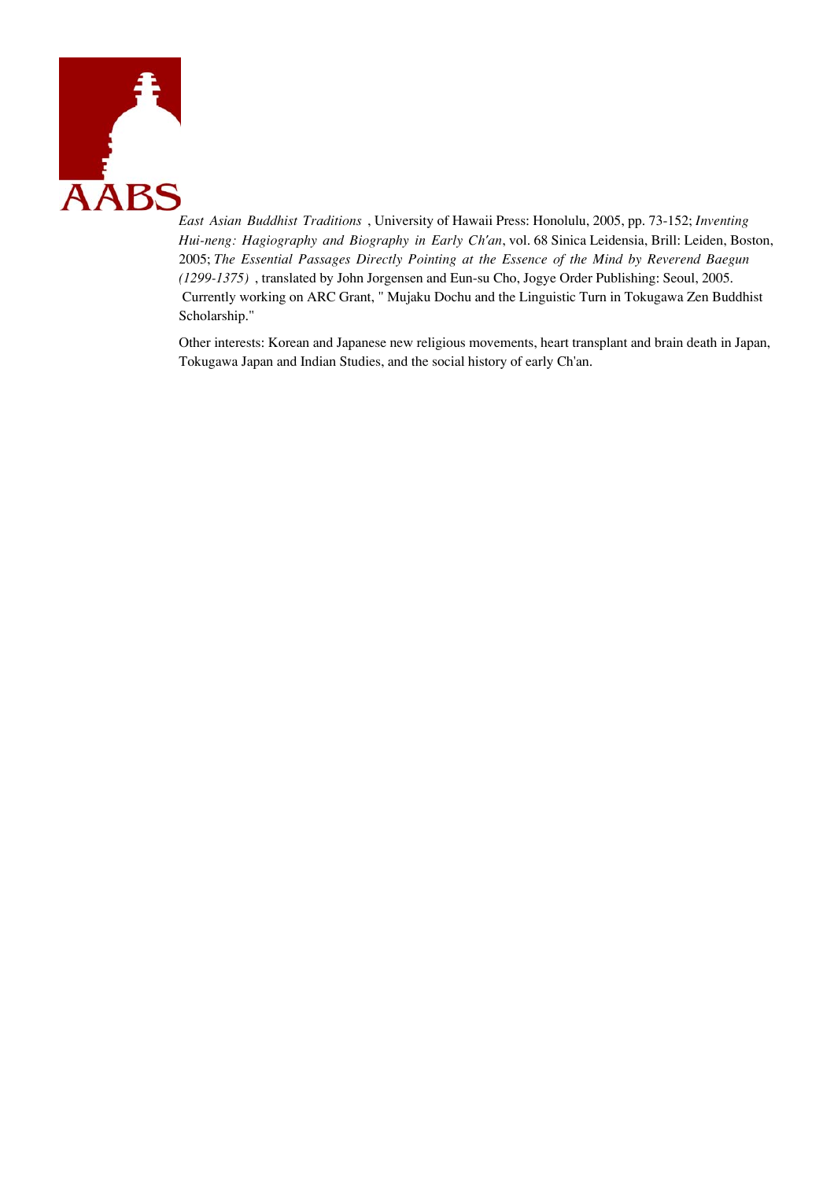*East Asian Buddhist Traditions* , University of Hawaii Press: Honolulu, 2005, pp. 73-152; *Inventing Hui-neng: Hagiography and Biography in Early Ch'an*, vol. 68 Sinica Leidensia, Brill: Leiden, Boston, 2005; *The Essential Passages Directly Pointing at the Essence of the Mind by Reverend Baegun (1299-1375)* , translated by John Jorgensen and Eun-su Cho, Jogye Order Publishing: Seoul, 2005. Currently working on ARC Grant, " Mujaku Dochu and the Linguistic Turn in Tokugawa Zen Buddhist Scholarship."

Other interests: Korean and Japanese new religious movements, heart transplant and brain death in Japan, Tokugawa Japan and Indian Studies, and the social history of early Ch'an.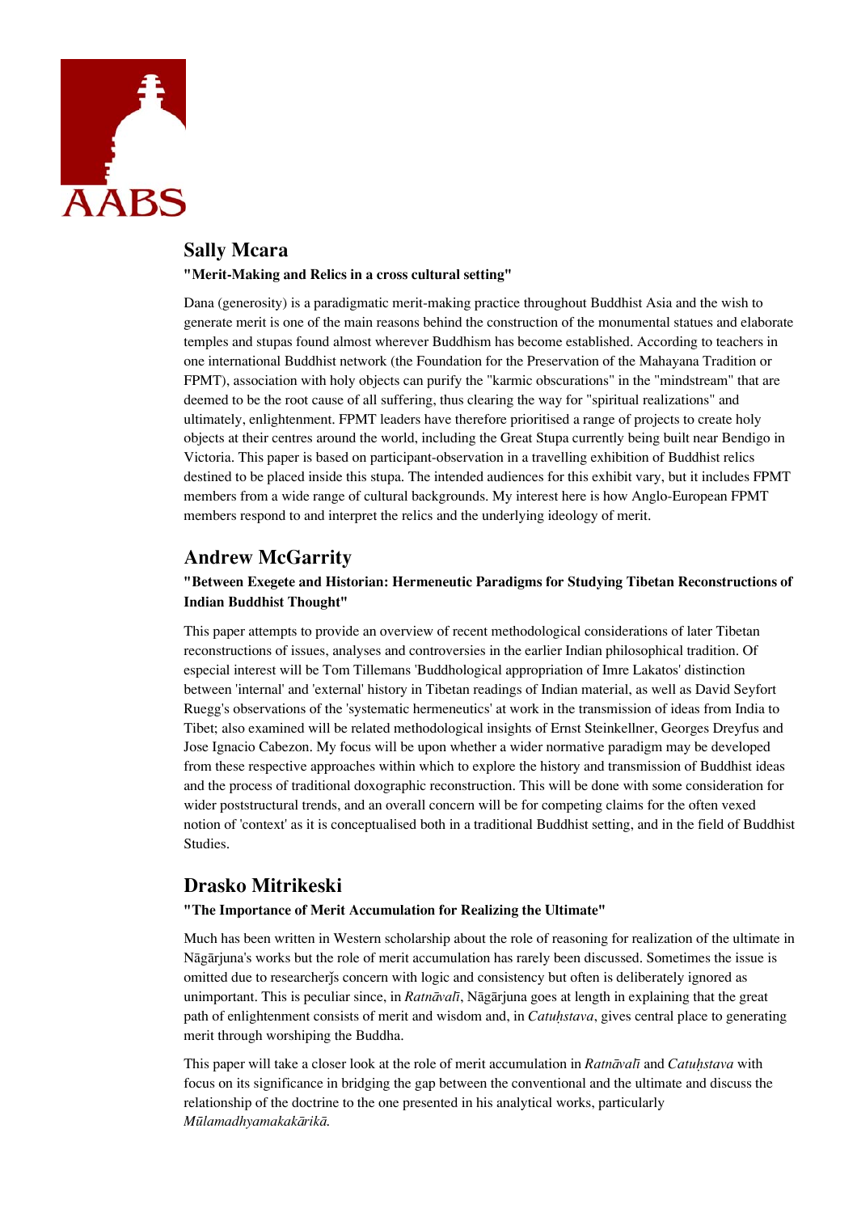## Sally Mcara

**"Merit-Making and Relics in a cross cultural setting"**

Dana (generosity) is a paradigmatic merit-making practice throughout Buddhist Asia and the wish to generate merit is one of the main reasons behind the construction of the monumental statues and elaborate temples and stupas found almost wherever Buddhism has become established. According to teachers in one international Buddhist network (the Foundation for the Preservation of the Mahayana Tradition or FPMT), association with holy objects can purify the "karmic obscurations" in the "mindstream" that are deemed to be the root cause of all suffering, thus clearing the way for "spiritual realizations" and ultimately, enlightenment. FPMT leaders have therefore prioritised a range of projects to create holy objects at their centres around the world, including the Great Stupa currently being built near Bendigo in Victoria. This paper is based on participant-observation in a travelling exhibition of Buddhist relics destined to be placed inside this stupa. The intended audiences for this exhibit vary, but it includes FPMT members from a wide range of cultural backgrounds. My interest here is how Anglo-European FPMT members respond to and interpret the relics and the underlying ideology of merit.

## Andrew McGarrity

**"Between Exegete and Historian: Hermeneutic Paradigms for Studying Tibetan Reconstructions of Indian Buddhist Thought"**

This paper attempts to provide an overview of recent methodological considerations of later Tibetan reconstructions of issues, analyses and controversies in the earlier Indian philosophical tradition. Of especial interest will be Tom Tillemans 'Buddhological appropriation of Imre Lakatos' distinction between 'internal' and 'external' history in Tibetan readings of Indian material, as well as David Seyfort Ruegg's observations of the 'systematic hermeneutics' at work in the transmission of ideas from India to Tibet; also examined will be related methodological insights of Ernst Steinkellner, Georges Dreyfus and Jose Ignacio Cabezon. My focus will be upon whether a wider normative paradigm may be developed from these respective approaches within which to explore the history and transmission of Buddhist ideas and the process of traditional doxographic reconstruction. This will be done with some consideration for wider poststructural trends, and an overall concern will be for competing claims for the often vexed notion of 'context' as it is conceptualised both in a traditional Buddhist setting, and in the field of Buddhist Studies.

## Drasko Mitrikeski

**"The Importance of Merit Accumulation for Realizing the Ultimate"**

Much has been written in Western scholarship about the role of reasoning for realization of the ultimate in Nāgārjuna's works but the role of merit accumulation has rarely been discussed. Sometimes the issue is omitted due to researcherǰs concern with logic and consistency but often is deliberately ignored as unimportant. This is peculiar since, in *Ratnāvalī*, Nāgārjuna goes at length in explaining that the great path of enlightenment consists of merit and wisdom and, in *Catuḥstava*, gives central place to generating merit through worshiping the Buddha.

This paper will take a closer look at the role of merit accumulation in *Ratnāvalī* and *Catuḥstava* with focus on its significance in bridging the gap between the conventional and the ultimate and discuss the relationship of the doctrine to the one presented in his analytical works, particularly *Mūlamadhyamakakārikā.*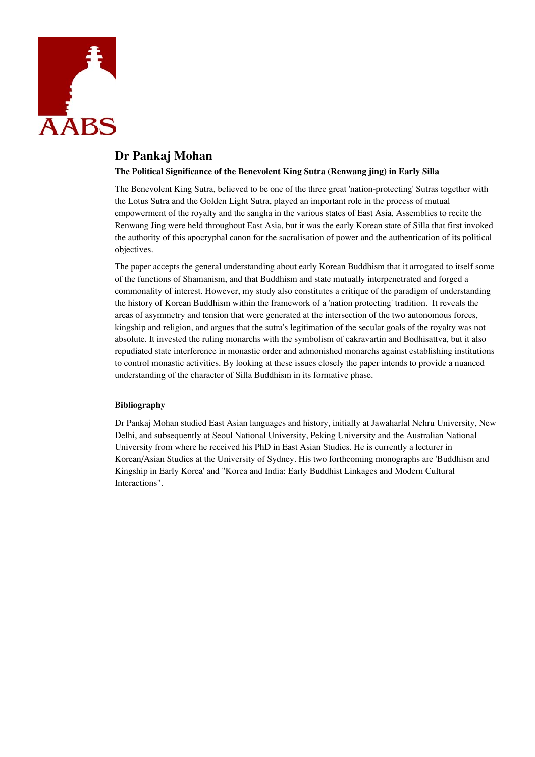# Dr Pankaj Mohan

**The Political Significance of the Benevolent King Sutra (Renwang jing) in Early Silla**

The Benevolent King Sutra, believed to be one of the three great 'nation-protecting' Sutras together with the Lotus Sutra and the Golden Light Sutra, played an important role in the process of mutual empowerment of the royalty and the sangha in the various states of East Asia. Assemblies to recite the Renwang Jing were held throughout East Asia, but it was the early Korean state of Silla that first invoked the authority of this apocryphal canon for the sacralisation of power and the authentication of its political objectives.

The paper accepts the general understanding about early Korean Buddhism that it arrogated to itself some of the functions of Shamanism, and that Buddhism and state mutually interpenetrated and forged a commonality of interest. However, my study also constitutes a critique of the paradigm of understanding the history of Korean Buddhism within the framework of a 'nation protecting' tradition. It reveals the areas of asymmetry and tension that were generated at the intersection of the two autonomous forces, kingship and religion, and argues that the sutra's legitimation of the secular goals of the royalty was not absolute. It invested the ruling monarchs with the symbolism of cakravartin and Bodhisattva, but it also repudiated state interference in monastic order and admonished monarchs against establishing institutions to control monastic activities. By looking at these issues closely the paper intends to provide a nuanced understanding of the character of Silla Buddhism in its formative phase.

**Bibliography**

Dr Pankaj Mohan studied East Asian languages and history, initially at Jawaharlal Nehru University, New Delhi, and subsequently at Seoul National University, Peking University and the Australian National University from where he received his PhD in East Asian Studies. He is currently a lecturer in Korean/Asian Studies at the University of Sydney. His two forthcoming monographs are 'Buddhism and Kingship in Early Korea' and "Korea and India: Early Buddhist Linkages and Modern Cultural Interactions".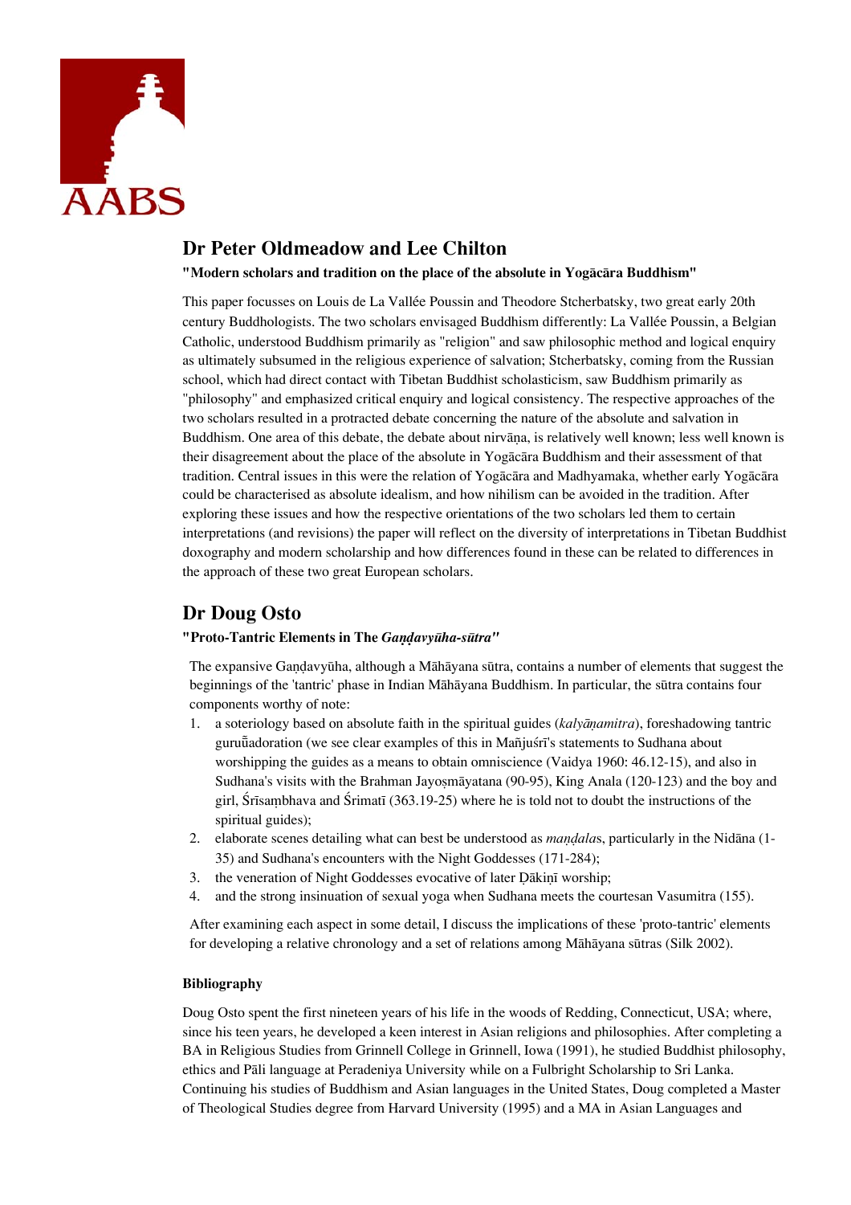## Dr Peter Oldmeadow and Lee Chilton

**"Modern scholars and tradition on the place of the absolute in Yogācāra Buddhism"**

This paper focusses on Louis de La Vallée Poussin and Theodore Stcherbatsky, two great early 20th century Buddhologists. The two scholars envisaged Buddhism differently: La Vallée Poussin, a Belgian Catholic, understood Buddhism primarily as "religion" and saw philosophic method and logical enquiry as ultimately subsumed in the religious experience of salvation; Stcherbatsky, coming from the Russian school, which had direct contact with Tibetan Buddhist scholasticism, saw Buddhism primarily as "philosophy" and emphasized critical enquiry and logical consistency. The respective approaches of the two scholars resulted in a protracted debate concerning the nature of the absolute and salvation in Buddhism. One area of this debate, the debate about nirvāṇa, is relatively well known; less well known is their disagreement about the place of the absolute in Yogācāra Buddhism and their assessment of that tradition. Central issues in this were the relation of Yogācāra and Madhyamaka, whether early Yogācāra could be characterised as absolute idealism, and how nihilism can be avoided in the tradition. After exploring these issues and how the respective orientations of the two scholars led them to certain interpretations (and revisions) the paper will reflect on the diversity of interpretations in Tibetan Buddhist doxography and modern scholarship and how differences found in these can be related to differences in the approach of these two great European scholars.

## Dr Doug Osto

**"Proto-Tantric Elements in The *Gaṇḍavyūha-sūtra*"**

The expansive Gaṇḍavyūha, although a Māhāyana sūtra, contains a number of elements that suggest the beginnings of the 'tantric' phase in Indian Māhāyana Buddhism. In particular, the sūtra contains four components worthy of note:

1. a soteriology based on absolute faith in the spiritual guides (*kalyāṇamitra*), foreshadowing tantric guruũadoration (we see clear examples of this in Mañjuśrī's statements to Sudhana about worshipping the guides as a means to obtain omniscience (Vaidya 1960: 46.12-15), and also in Sudhana's visits with the Brahman Jayoṣmāyatana (90-95), King Anala (120-123) and the boy and girl, Śrīsaṃbhava and Śrimatī (363.19-25) where he is told not to doubt the instructions of the spiritual guides);
2. elaborate scenes detailing what can best be understood as *maṇḍala*s, particularly in the Nidāna (1-35) and Sudhana's encounters with the Night Goddesses (171-284);
3. the veneration of Night Goddesses evocative of later Ḍākiṇī worship;
4. and the strong insinuation of sexual yoga when Sudhana meets the courtesan Vasumitra (155).

After examining each aspect in some detail, I discuss the implications of these 'proto-tantric' elements for developing a relative chronology and a set of relations among Māhāyana sūtras (Silk 2002).

**Bibliography**

Doug Osto spent the first nineteen years of his life in the woods of Redding, Connecticut, USA; where, since his teen years, he developed a keen interest in Asian religions and philosophies. After completing a BA in Religious Studies from Grinnell College in Grinnell, Iowa (1991), he studied Buddhist philosophy, ethics and Pāli language at Peradeniya University while on a Fulbright Scholarship to Sri Lanka. Continuing his studies of Buddhism and Asian languages in the United States, Doug completed a Master of Theological Studies degree from Harvard University (1995) and a MA in Asian Languages and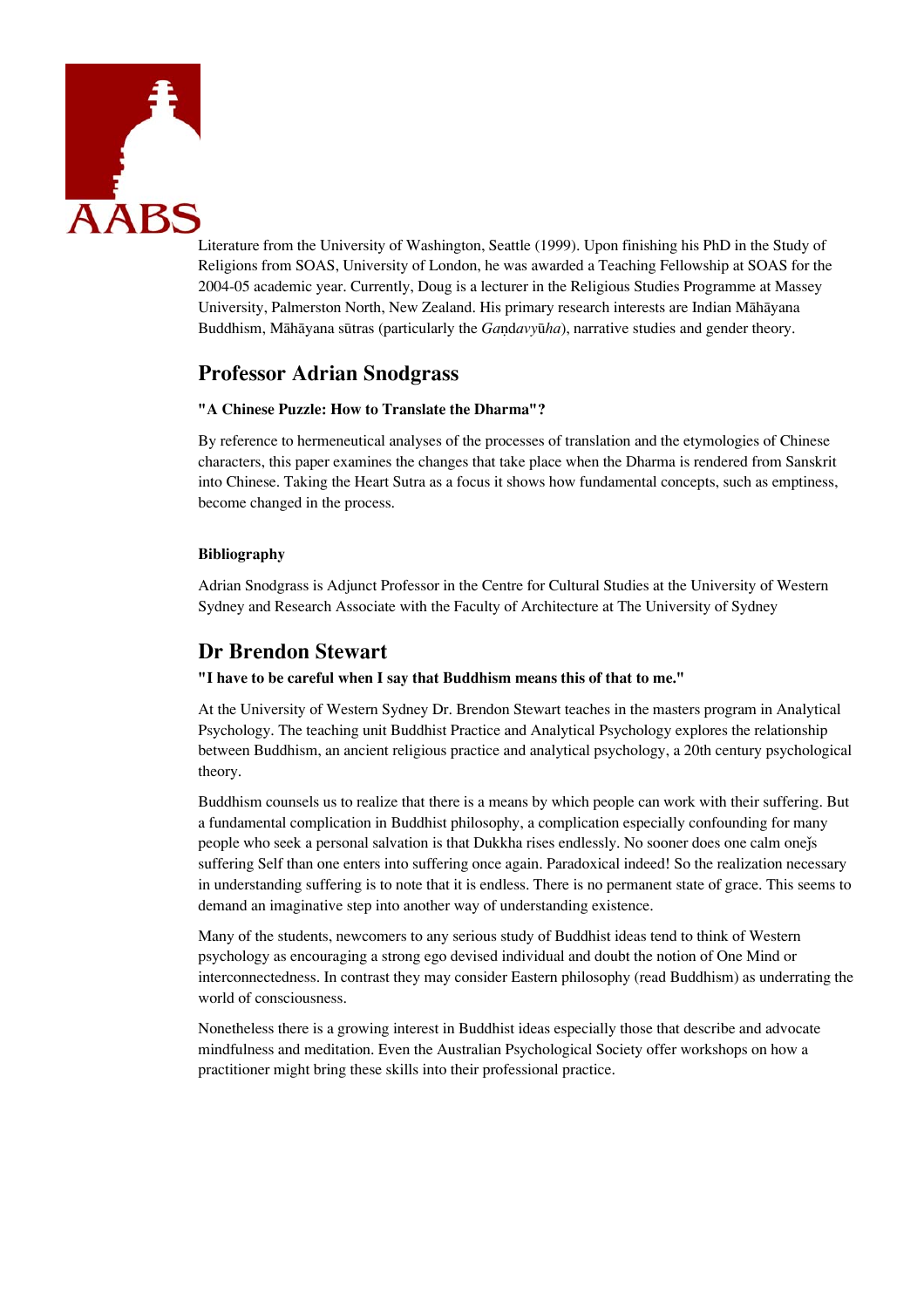Literature from the University of Washington, Seattle (1999). Upon finishing his PhD in the Study of Religions from SOAS, University of London, he was awarded a Teaching Fellowship at SOAS for the 2004-05 academic year. Currently, Doug is a lecturer in the Religious Studies Programme at Massey University, Palmerston North, New Zealand. His primary research interests are Indian Māhāyana Buddhism, Māhāyana sūtras (particularly the *Gaṇḍavyūha*), narrative studies and gender theory.

## Professor Adrian Snodgrass

#### "A Chinese Puzzle: How to Translate the Dharma"?

By reference to hermeneutical analyses of the processes of translation and the etymologies of Chinese characters, this paper examines the changes that take place when the Dharma is rendered from Sanskrit into Chinese. Taking the Heart Sutra as a focus it shows how fundamental concepts, such as emptiness, become changed in the process.

#### Bibliography

Adrian Snodgrass is Adjunct Professor in the Centre for Cultural Studies at the University of Western Sydney and Research Associate with the Faculty of Architecture at The University of Sydney

## Dr Brendon Stewart

#### "I have to be careful when I say that Buddhism means this of that to me."

At the University of Western Sydney Dr. Brendon Stewart teaches in the masters program in Analytical Psychology. The teaching unit Buddhist Practice and Analytical Psychology explores the relationship between Buddhism, an ancient religious practice and analytical psychology, a 20th century psychological theory.

Buddhism counsels us to realize that there is a means by which people can work with their suffering. But a fundamental complication in Buddhist philosophy, a complication especially confounding for many people who seek a personal salvation is that Dukkha rises endlessly. No sooner does one calm oneǯs suffering Self than one enters into suffering once again. Paradoxical indeed! So the realization necessary in understanding suffering is to note that it is endless. There is no permanent state of grace. This seems to demand an imaginative step into another way of understanding existence.

Many of the students, newcomers to any serious study of Buddhist ideas tend to think of Western psychology as encouraging a strong ego devised individual and doubt the notion of One Mind or interconnectedness. In contrast they may consider Eastern philosophy (read Buddhism) as underrating the world of consciousness.

Nonetheless there is a growing interest in Buddhist ideas especially those that describe and advocate mindfulness and meditation. Even the Australian Psychological Society offer workshops on how a practitioner might bring these skills into their professional practice.